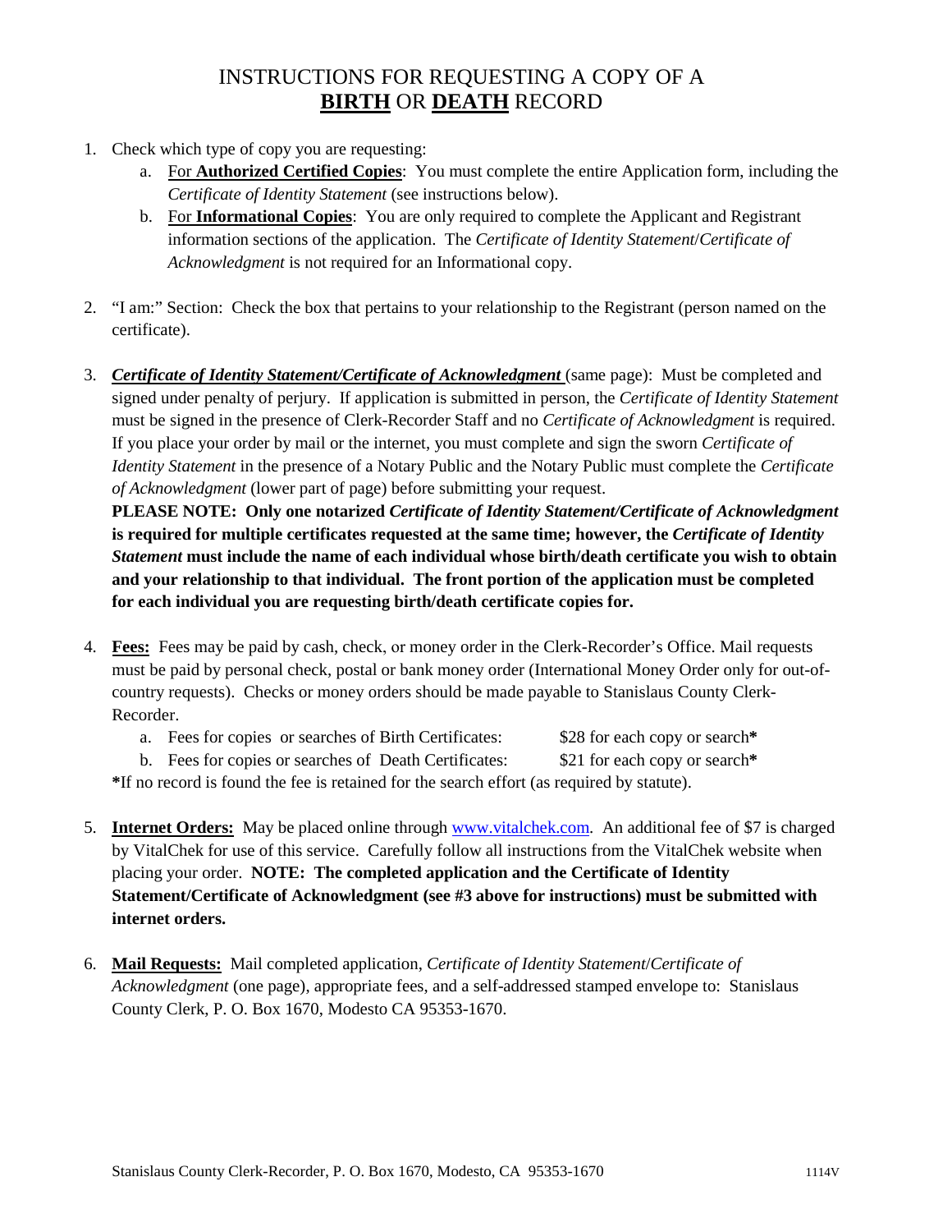# INSTRUCTIONS FOR REQUESTING A COPY OF A **BIRTH** OR **DEATH** RECORD

1. Check which type of copy you are requesting:
   a. For **Authorized Certified Copies**: You must complete the entire Application form, including the *Certificate of Identity Statement* (see instructions below).
   b. For **Informational Copies**: You are only required to complete the Applicant and Registrant information sections of the application. The *Certificate of Identity Statement*/*Certificate of Acknowledgment* is not required for an Informational copy.

2. "I am:" Section: Check the box that pertains to your relationship to the Registrant (person named on the certificate).

3. ***Certificate of Identity Statement/Certificate of Acknowledgment*** (same page): Must be completed and signed under penalty of perjury. If application is submitted in person, the *Certificate of Identity Statement* must be signed in the presence of Clerk-Recorder Staff and no *Certificate of Acknowledgment* is required. If you place your order by mail or the internet, you must complete and sign the sworn *Certificate of Identity Statement* in the presence of a Notary Public and the Notary Public must complete the *Certificate of Acknowledgment* (lower part of page) before submitting your request.
   **PLEASE NOTE: Only one notarized *Certificate of Identity Statement/Certificate of Acknowledgment* is required for multiple certificates requested at the same time; however, the *Certificate of Identity Statement* must include the name of each individual whose birth/death certificate you wish to obtain and your relationship to that individual. The front portion of the application must be completed for each individual you are requesting birth/death certificate copies for.**

4. **Fees:** Fees may be paid by cash, check, or money order in the Clerk-Recorder's Office. Mail requests must be paid by personal check, postal or bank money order (International Money Order only for out-of-country requests). Checks or money orders should be made payable to Stanislaus County Clerk-Recorder.
   a. Fees for copies or searches of Birth Certificates: $28 for each copy or search**\***
   b. Fees for copies or searches of Death Certificates: $21 for each copy or search**\***

   **\***If no record is found the fee is retained for the search effort (as required by statute).

5. **Internet Orders:** May be placed online through www.vitalchek.com. An additional fee of $7 is charged by VitalChek for use of this service. Carefully follow all instructions from the VitalChek website when placing your order. **NOTE: The completed application and the Certificate of Identity Statement/Certificate of Acknowledgment (see #3 above for instructions) must be submitted with internet orders.**

6. **Mail Requests:** Mail completed application, *Certificate of Identity Statement*/*Certificate of Acknowledgment* (one page), appropriate fees, and a self-addressed stamped envelope to: Stanislaus County Clerk, P. O. Box 1670, Modesto CA 95353-1670.

Stanislaus County Clerk-Recorder, P. O. Box 1670, Modesto, CA 95353-1670 1114V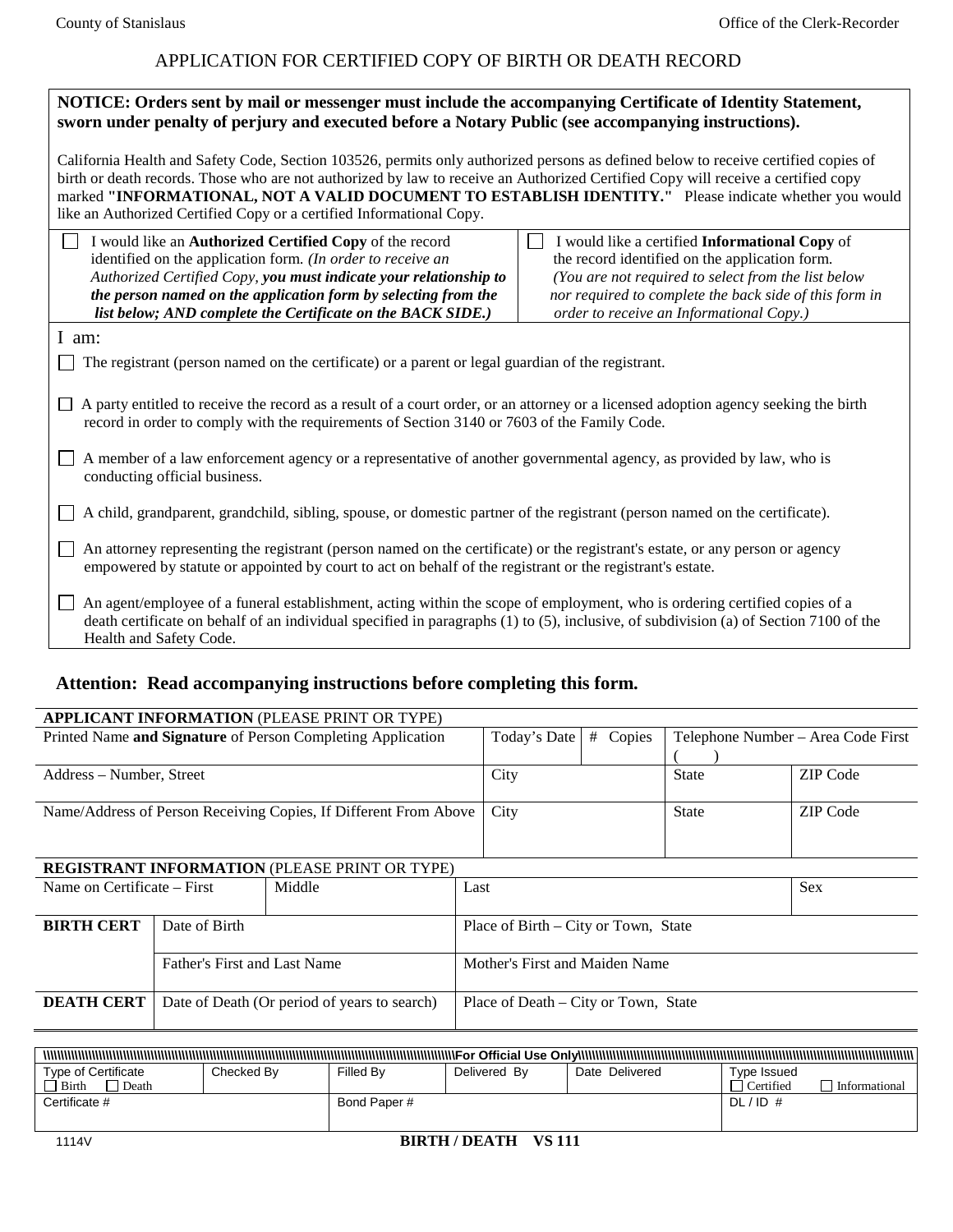County of Stanislaus | Office of the Clerk-Recorder

# APPLICATION FOR CERTIFIED COPY OF BIRTH OR DEATH RECORD

**NOTICE: Orders sent by mail or messenger must include the accompanying Certificate of Identity Statement, sworn under penalty of perjury and executed before a Notary Public (see accompanying instructions).**

California Health and Safety Code, Section 103526, permits only authorized persons as defined below to receive certified copies of birth or death records. Those who are not authorized by law to receive an Authorized Certified Copy will receive a certified copy marked **"INFORMATIONAL, NOT A VALID DOCUMENT TO ESTABLISH IDENTITY."** Please indicate whether you would like an Authorized Certified Copy or a certified Informational Copy.

☐ I would like an **Authorized Certified Copy** of the record identified on the application form. *(In order to receive an Authorized Certified Copy, **you must indicate your relationship to the person named on the application form by selecting from the list below; AND complete the Certificate on the BACK SIDE.)***

☐ I would like a certified **Informational Copy** of the record identified on the application form. *(You are not required to select from the list below nor required to complete the back side of this form in order to receive an Informational Copy.)*

I am:

☐ The registrant (person named on the certificate) or a parent or legal guardian of the registrant.

☐ A party entitled to receive the record as a result of a court order, or an attorney or a licensed adoption agency seeking the birth record in order to comply with the requirements of Section 3140 or 7603 of the Family Code.

☐ A member of a law enforcement agency or a representative of another governmental agency, as provided by law, who is conducting official business.

☐ A child, grandparent, grandchild, sibling, spouse, or domestic partner of the registrant (person named on the certificate).

☐ An attorney representing the registrant (person named on the certificate) or the registrant's estate, or any person or agency empowered by statute or appointed by court to act on behalf of the registrant or the registrant's estate.

☐ An agent/employee of a funeral establishment, acting within the scope of employment, who is ordering certified copies of a death certificate on behalf of an individual specified in paragraphs (1) to (5), inclusive, of subdivision (a) of Section 7100 of the Health and Safety Code.

**Attention: Read accompanying instructions before completing this form.**

**APPLICANT INFORMATION** (PLEASE PRINT OR TYPE)

| Printed Name **and Signature** of Person Completing Application | Today's Date | # Copies | Telephone Number – Area Code First ( ) | |
|---|---|---|---|---|
| Address – Number, Street | City | | State | ZIP Code |
| Name/Address of Person Receiving Copies, If Different From Above | City | | State | ZIP Code |

**REGISTRANT INFORMATION** (PLEASE PRINT OR TYPE)

| Name on Certificate – First | | Middle | Last | Sex |
|---|---|---|---|---|
| **BIRTH CERT** | Date of Birth | | Place of Birth – City or Town, State | |
| | Father's First and Last Name | | Mother's First and Maiden Name | |
| **DEATH CERT** | Date of Death (Or period of years to search) | | Place of Death – City or Town, State | |

**For Official Use Only**

| Type of Certificate ☐ Birth ☐ Death | Checked By | Filled By | Delivered By | Date Delivered | Type Issued ☐ Certified ☐ Informational |
|---|---|---|---|---|---|
| Certificate # | | Bond Paper # | | | DL / ID # |

1114V

**BIRTH / DEATH VS 111**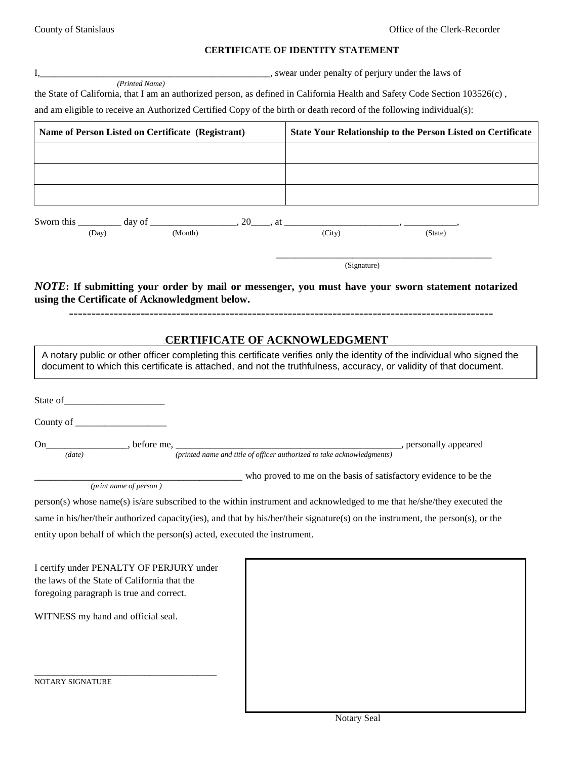County of Stanislaus Office of the Clerk-Recorder

**CERTIFICATE OF IDENTITY STATEMENT**

I,_______________________________________________, swear under penalty of perjury under the laws of
*(Printed Name)*

the State of California, that I am an authorized person, as defined in California Health and Safety Code Section 103526(c) , and am eligible to receive an Authorized Certified Copy of the birth or death record of the following individual(s):

| Name of Person Listed on Certificate (Registrant) | State Your Relationship to the Person Listed on Certificate |
|---|---|
| | |
| | |
| | |

Sworn this _________ day of __________________, 20____, at ________________________, ___________,
(Day) (Month) (City) (State)

_____________________________________________
(Signature)

***NOTE*: If submitting your order by mail or messenger, you must have your sworn statement notarized using the Certificate of Acknowledgment below.**

---

## CERTIFICATE OF ACKNOWLEDGMENT

A notary public or other officer completing this certificate verifies only the identity of the individual who signed the document to which this certificate is attached, and not the truthfulness, accuracy, or validity of that document.

State of_____________________

County of ___________________

On_________________, before me, _______________________________________________, personally appeared
*(date)* *(printed name and title of officer authorized to take acknowledgments)*

__________________________________________ who proved to me on the basis of satisfactory evidence to be the
*(print name of person )*

person(s) whose name(s) is/are subscribed to the within instrument and acknowledged to me that he/she/they executed the same in his/her/their authorized capacity(ies), and that by his/her/their signature(s) on the instrument, the person(s), or the entity upon behalf of which the person(s) acted, executed the instrument.

I certify under PENALTY OF PERJURY under the laws of the State of California that the foregoing paragraph is true and correct.

WITNESS my hand and official seal.

_______________________________________
NOTARY SIGNATURE

Notary Seal